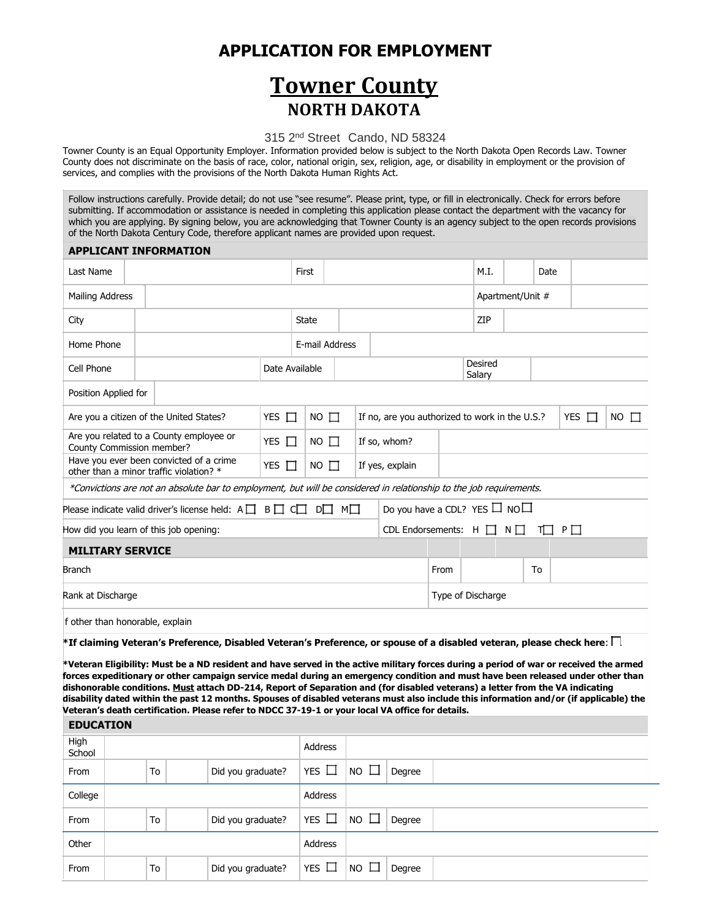# APPLICATION FOR EMPLOYMENT

# Towner County

## NORTH DAKOTA

315 2nd Street  Cando, ND 58324

Towner County is an Equal Opportunity Employer. Information provided below is subject to the North Dakota Open Records Law. Towner County does not discriminate on the basis of race, color, national origin, sex, religion, age, or disability in employment or the provision of services, and complies with the provisions of the North Dakota Human Rights Act.

Follow instructions carefully. Provide detail; do not use "see resume". Please print, type, or fill in electronically. Check for errors before submitting. If accommodation or assistance is needed in completing this application please contact the department with the vacancy for which you are applying. By signing below, you are acknowledging that Towner County is an agency subject to the open records provisions of the North Dakota Century Code, therefore applicant names are provided upon request.

### APPLICANT INFORMATION

| Last Name | | First | | M.I. | | Date | |
|---|---|---|---|---|---|---|---|
| Mailing Address | | | | Apartment/Unit # | | | |
| City | | State | | ZIP | | | |
| Home Phone | | E-mail Address | | | | | |
| Cell Phone | | Date Available | | Desired Salary | | | |
| Position Applied for | | | | | | | |

| | | | | | |
|---|---|---|---|---|---|
| Are you a citizen of the United States? | YES ☐ | NO ☐ | If no, are you authorized to work in the U.S.? | YES ☐ | NO ☐ |
| Are you related to a County employee or County Commission member? | YES ☐ | NO ☐ | If so, whom? | | |
| Have you ever been convicted of a crime other than a minor traffic violation? * | YES ☐ | NO ☐ | If yes, explain | | |

*\*Convictions are not an absolute bar to employment, but will be considered in relationship to the job requirements.*

| | |
|---|---|
| Please indicate valid driver's license held: A ☐ B ☐ C ☐ D ☐ M ☐ | Do you have a CDL? YES ☐ NO ☐ |
| How did you learn of this job opening: | CDL Endorsements: H ☐ N ☐ T ☐ P ☐ |

### MILITARY SERVICE

| Branch | From | | To | |
|---|---|---|---|---|
| Rank at Discharge | Type of Discharge | | | |
| f other than honorable, explain | | | | |

**\*If claiming Veteran's Preference, Disabled Veteran's Preference, or spouse of a disabled veteran, please check here**: ☐

**\*Veteran Eligibility: Must be a ND resident and have served in the active military forces during a period of war or received the armed forces expeditionary or other campaign service medal during an emergency condition and must have been released under other than dishonorable conditions. <u>Must</u> attach DD-214, Report of Separation and (for disabled veterans) a letter from the VA indicating disability dated within the past 12 months. Spouses of disabled veterans must also include this information and/or (if applicable) the Veteran's death certification. Please refer to NDCC 37-19-1 or your local VA office for details.**

### EDUCATION

| High School | | | | | Address | | | |
|---|---|---|---|---|---|---|---|---|
| From | | To | | Did you graduate? | YES ☐ | NO ☐ | Degree | |
| College | | | | | Address | | | |
| From | | To | | Did you graduate? | YES ☐ | NO ☐ | Degree | |
| Other | | | | | Address | | | |
| From | | To | | Did you graduate? | YES ☐ | NO ☐ | Degree | |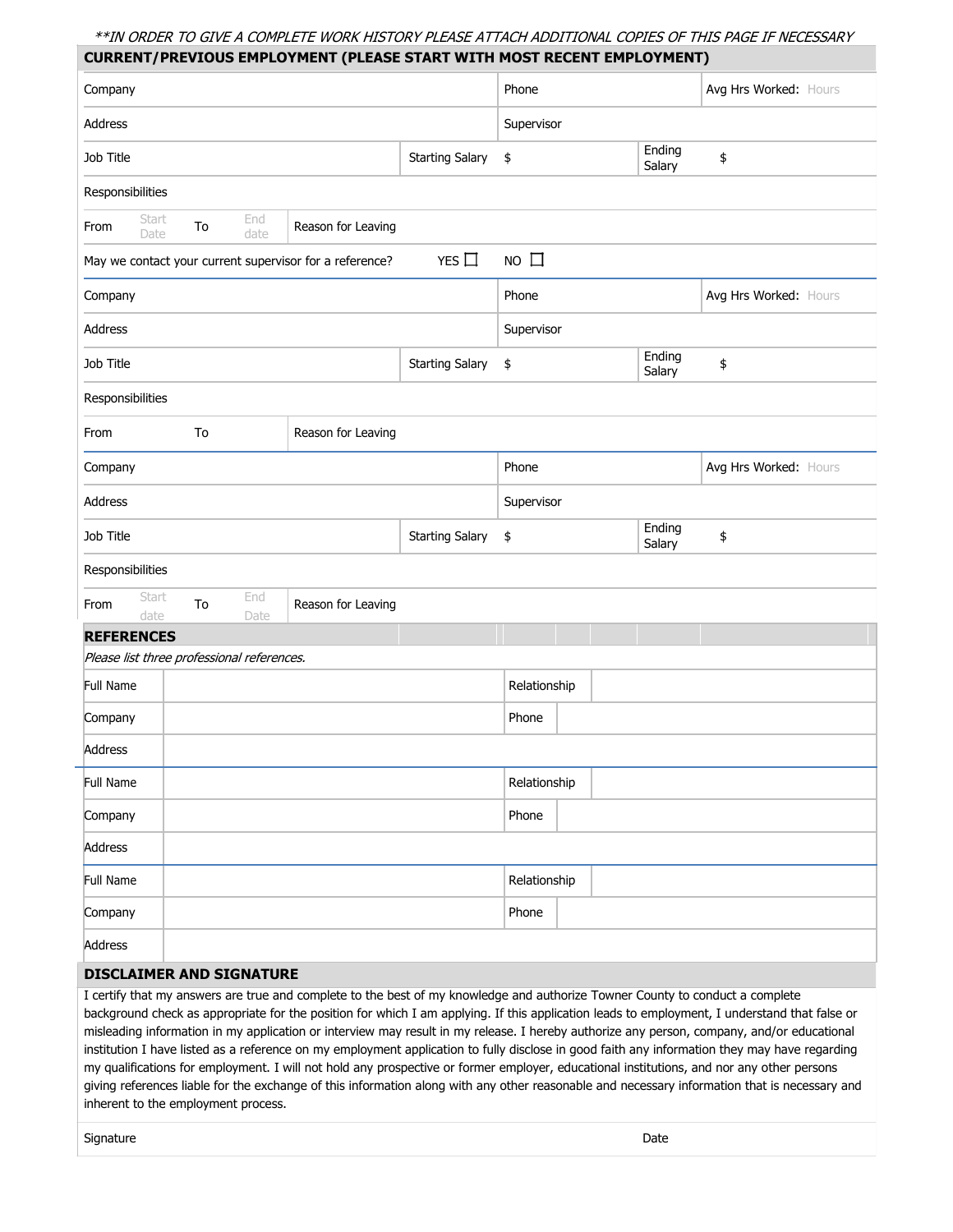***IN ORDER TO GIVE A COMPLETE WORK HISTORY PLEASE ATTACH ADDITIONAL COPIES OF THIS PAGE IF NECESSARY*

## CURRENT/PREVIOUS EMPLOYMENT (PLEASE START WITH MOST RECENT EMPLOYMENT)

| | | | | | | |
|---|---|---|---|---|---|---|
| Company | | | Phone | | Avg Hrs Worked: Hours | |
| Address | | | Supervisor | | | |
| Job Title | | Starting Salary | $ | Ending Salary | $ | |
| Responsibilities | | | | | | |
| From Start Date | To End date | Reason for Leaving | | | | |
| May we contact your current supervisor for a reference? | | YES ☐ | NO ☐ | | | |

| | | | | | | |
|---|---|---|---|---|---|---|
| Company | | | Phone | | Avg Hrs Worked: Hours | |
| Address | | | Supervisor | | | |
| Job Title | | Starting Salary | $ | Ending Salary | $ | |
| Responsibilities | | | | | | |
| From | To | Reason for Leaving | | | | |

| | | | | | | |
|---|---|---|---|---|---|---|
| Company | | | Phone | | Avg Hrs Worked: Hours | |
| Address | | | Supervisor | | | |
| Job Title | | Starting Salary | $ | Ending Salary | $ | |
| Responsibilities | | | | | | |
| From Start date | To End Date | Reason for Leaving | | | | |

## REFERENCES

*Please list three professional references.*

| | | | |
|---|---|---|---|
| Full Name | | Relationship | |
| Company | | Phone | |
| Address | | | |
| Full Name | | Relationship | |
| Company | | Phone | |
| Address | | | |
| Full Name | | Relationship | |
| Company | | Phone | |
| Address | | | |

## DISCLAIMER AND SIGNATURE

I certify that my answers are true and complete to the best of my knowledge and authorize Towner County to conduct a complete background check as appropriate for the position for which I am applying. If this application leads to employment, I understand that false or misleading information in my application or interview may result in my release. I hereby authorize any person, company, and/or educational institution I have listed as a reference on my employment application to fully disclose in good faith any information they may have regarding my qualifications for employment. I will not hold any prospective or former employer, educational institutions, and nor any other persons giving references liable for the exchange of this information along with any other reasonable and necessary information that is necessary and inherent to the employment process.

| | |
|---|---|
| Signature | Date |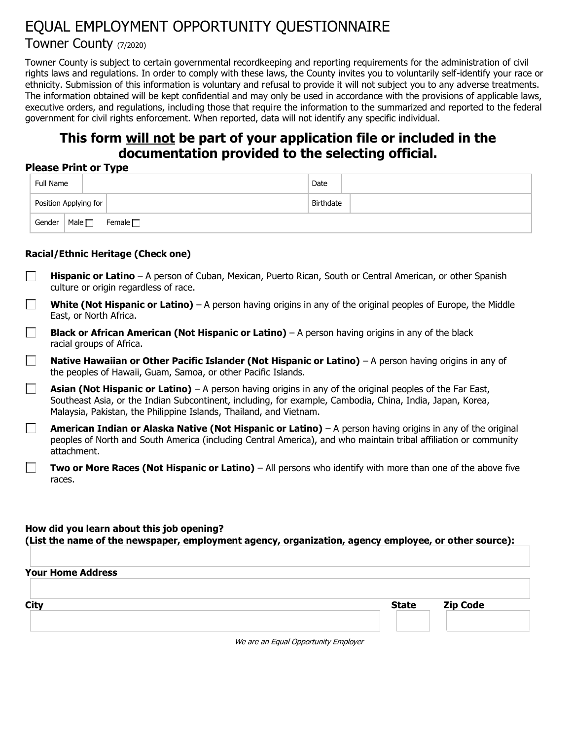# EQUAL EMPLOYMENT OPPORTUNITY QUESTIONNAIRE

## Towner County (7/2020)

Towner County is subject to certain governmental recordkeeping and reporting requirements for the administration of civil rights laws and regulations. In order to comply with these laws, the County invites you to voluntarily self-identify your race or ethnicity. Submission of this information is voluntary and refusal to provide it will not subject you to any adverse treatments. The information obtained will be kept confidential and may only be used in accordance with the provisions of applicable laws, executive orders, and regulations, including those that require the information to the summarized and reported to the federal government for civil rights enforcement. When reported, data will not identify any specific individual.

## This form <u>will not</u> be part of your application file or included in the documentation provided to the selecting official.

**Please Print or Type**

| | | | |
|---|---|---|---|
| Full Name | | Date | |
| Position Applying for | | Birthdate | |
| Gender | Male ☐ Female ☐ | | |

**Racial/Ethnic Heritage (Check one)**

☐ **Hispanic or Latino** – A person of Cuban, Mexican, Puerto Rican, South or Central American, or other Spanish culture or origin regardless of race.

☐ **White (Not Hispanic or Latino)** – A person having origins in any of the original peoples of Europe, the Middle East, or North Africa.

☐ **Black or African American (Not Hispanic or Latino)** – A person having origins in any of the black racial groups of Africa.

☐ **Native Hawaiian or Other Pacific Islander (Not Hispanic or Latino)** – A person having origins in any of the peoples of Hawaii, Guam, Samoa, or other Pacific Islands.

☐ **Asian (Not Hispanic or Latino)** – A person having origins in any of the original peoples of the Far East, Southeast Asia, or the Indian Subcontinent, including, for example, Cambodia, China, India, Japan, Korea, Malaysia, Pakistan, the Philippine Islands, Thailand, and Vietnam.

☐ **American Indian or Alaska Native (Not Hispanic or Latino)** – A person having origins in any of the original peoples of North and South America (including Central America), and who maintain tribal affiliation or community attachment.

☐ **Two or More Races (Not Hispanic or Latino)** – All persons who identify with more than one of the above five races.

**How did you learn about this job opening?**
**(List the name of the newspaper, employment agency, organization, agency employee, or other source):**

**Your Home Address**

| **City** | **State** | **Zip Code** |
|---|---|---|
| | | |

*We are an Equal Opportunity Employer*